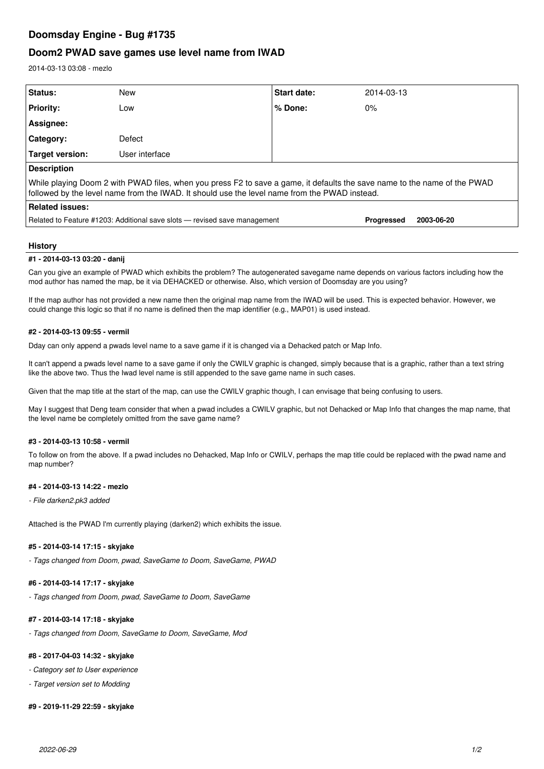# Doomsday Engine - Bug #1735

## Doom2 PWAD save games use level name from IWAD

2014-03-13 03:08 - mezlo

| Status: | New | Start date: | 2014-03-13 |
|---|---|---|---|
| Priority: | Low | % Done: | 0% |
| Assignee: | | | |
| Category: | Defect | | |
| Target version: | User interface | | |

**Description**

While playing Doom 2 with PWAD files, when you press F2 to save a game, it defaults the save name to the name of the PWAD followed by the level name from the IWAD. It should use the level name from the PWAD instead.

**Related issues:**

| | | |
|---|---|---|
| Related to Feature #1203: Additional save slots — revised save management | **Progressed** | **2003-06-20** |

### History

#### #1 - 2014-03-13 03:20 - danij

Can you give an example of PWAD which exhibits the problem? The autogenerated savegame name depends on various factors including how the mod author has named the map, be it via DEHACKED or otherwise. Also, which version of Doomsday are you using?

If the map author has not provided a new name then the original map name from the IWAD will be used. This is expected behavior. However, we could change this logic so that if no name is defined then the map identifier (e.g., MAP01) is used instead.

#### #2 - 2014-03-13 09:55 - vermil

Dday can only append a pwads level name to a save game if it is changed via a Dehacked patch or Map Info.

It can't append a pwads level name to a save game if only the CWILV graphic is changed, simply because that is a graphic, rather than a text string like the above two. Thus the Iwad level name is still appended to the save game name in such cases.

Given that the map title at the start of the map, can use the CWILV graphic though, I can envisage that being confusing to users.

May I suggest that Deng team consider that when a pwad includes a CWILV graphic, but not Dehacked or Map Info that changes the map name, that the level name be completely omitted from the save game name?

#### #3 - 2014-03-13 10:58 - vermil

To follow on from the above. If a pwad includes no Dehacked, Map Info or CWILV, perhaps the map title could be replaced with the pwad name and map number?

#### #4 - 2014-03-13 14:22 - mezlo

*- File darken2.pk3 added*

Attached is the PWAD I'm currently playing (darken2) which exhibits the issue.

#### #5 - 2014-03-14 17:15 - skyjake

*- Tags changed from Doom, pwad, SaveGame to Doom, SaveGame, PWAD*

#### #6 - 2014-03-14 17:17 - skyjake

*- Tags changed from Doom, pwad, SaveGame to Doom, SaveGame*

#### #7 - 2014-03-14 17:18 - skyjake

*- Tags changed from Doom, SaveGame to Doom, SaveGame, Mod*

#### #8 - 2017-04-03 14:32 - skyjake

*- Category set to User experience*

*- Target version set to Modding*

#### #9 - 2019-11-29 22:59 - skyjake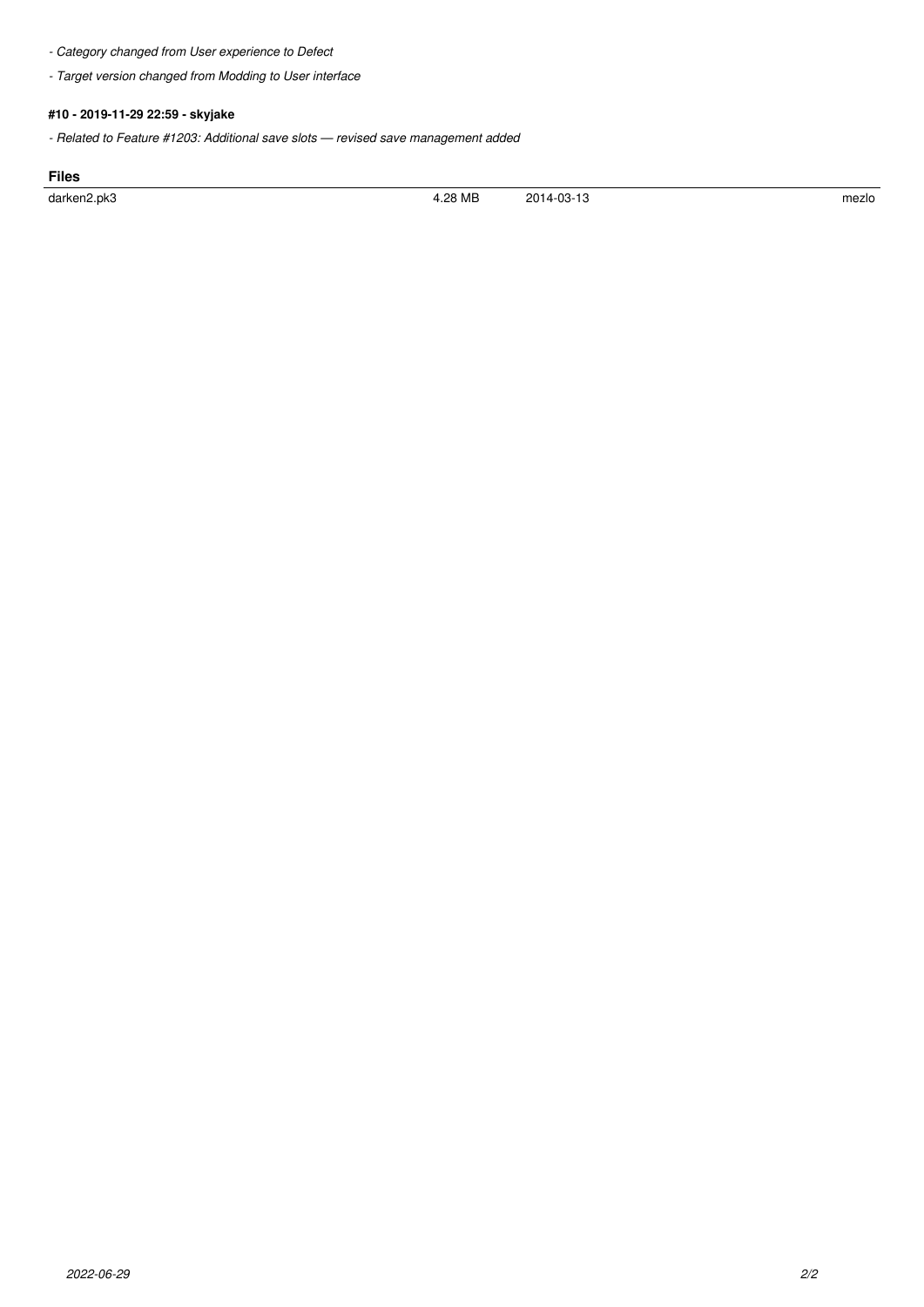*- Category changed from User experience to Defect*

*- Target version changed from Modding to User interface*

#### #10 - 2019-11-29 22:59 - skyjake

*- Related to Feature #1203: Additional save slots — revised save management added*

### Files

| | | | |
|---|---|---|---|
| darken2.pk3 | 4.28 MB | 2014-03-13 | mezlo |